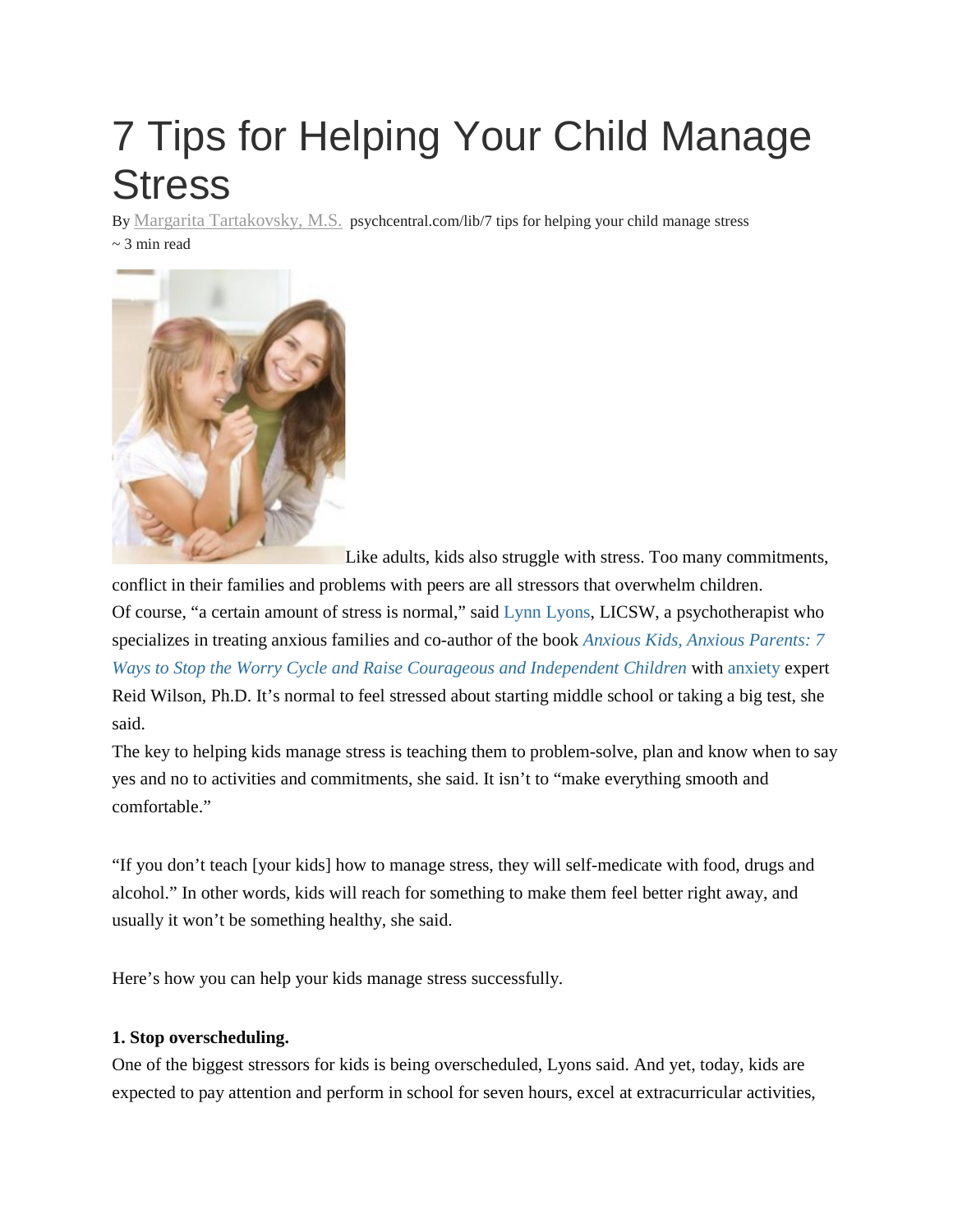# 7 Tips for Helping Your Child Manage Stress

By Margarita Tartakovsky, M.S. psychcentral.com/lib/7 tips for helping your child manage stress
~ 3 min read

Like adults, kids also struggle with stress. Too many commitments, conflict in their families and problems with peers are all stressors that overwhelm children.

Of course, "a certain amount of stress is normal," said Lynn Lyons, LICSW, a psychotherapist who specializes in treating anxious families and co-author of the book *Anxious Kids, Anxious Parents: 7 Ways to Stop the Worry Cycle and Raise Courageous and Independent Children* with anxiety expert Reid Wilson, Ph.D. It's normal to feel stressed about starting middle school or taking a big test, she said.

The key to helping kids manage stress is teaching them to problem-solve, plan and know when to say yes and no to activities and commitments, she said. It isn't to "make everything smooth and comfortable."

"If you don't teach [your kids] how to manage stress, they will self-medicate with food, drugs and alcohol." In other words, kids will reach for something to make them feel better right away, and usually it won't be something healthy, she said.

Here's how you can help your kids manage stress successfully.

**1. Stop overscheduling.**

One of the biggest stressors for kids is being overscheduled, Lyons said. And yet, today, kids are expected to pay attention and perform in school for seven hours, excel at extracurricular activities,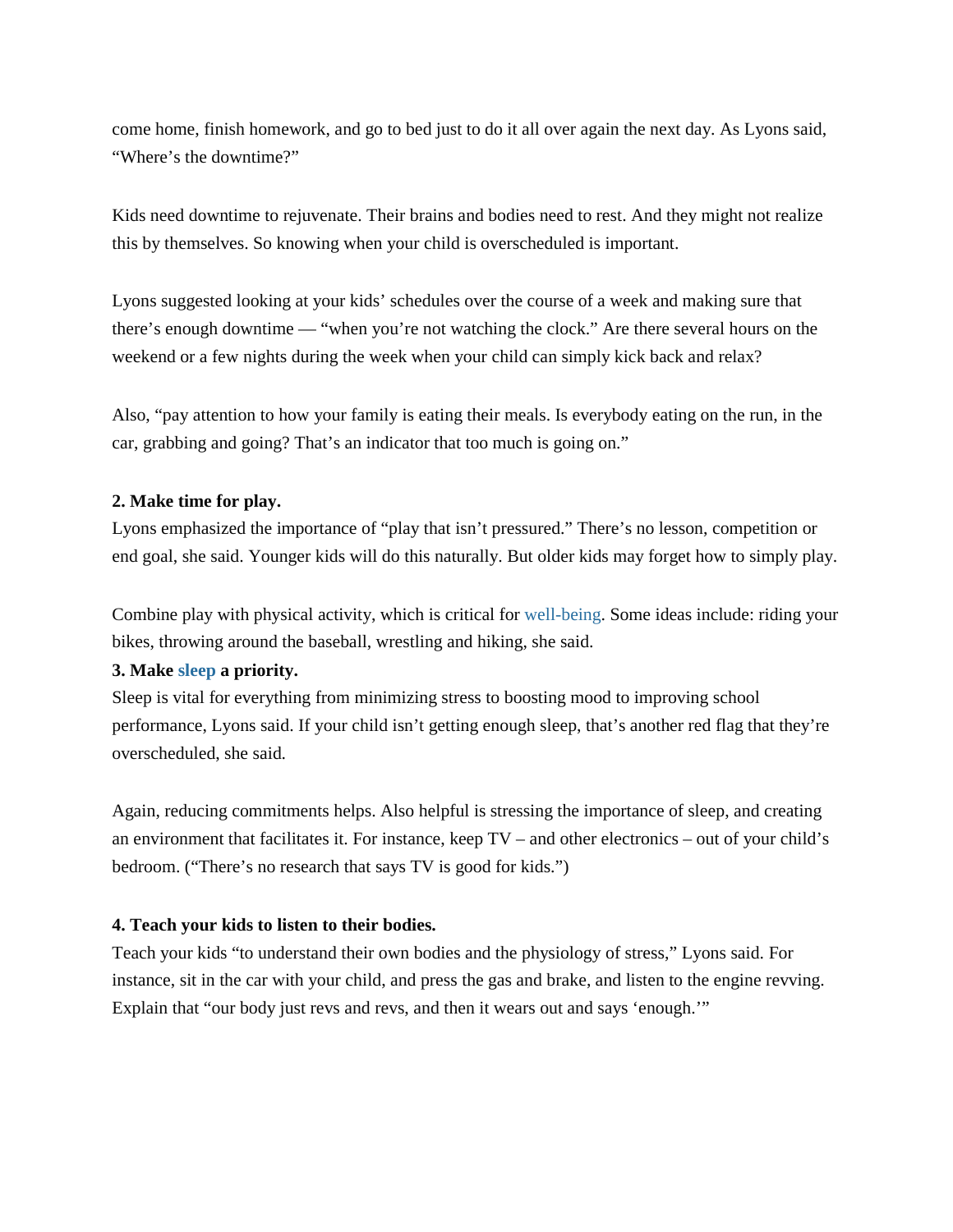come home, finish homework, and go to bed just to do it all over again the next day. As Lyons said, "Where's the downtime?"

Kids need downtime to rejuvenate. Their brains and bodies need to rest. And they might not realize this by themselves. So knowing when your child is overscheduled is important.

Lyons suggested looking at your kids' schedules over the course of a week and making sure that there's enough downtime — "when you're not watching the clock." Are there several hours on the weekend or a few nights during the week when your child can simply kick back and relax?

Also, "pay attention to how your family is eating their meals. Is everybody eating on the run, in the car, grabbing and going? That's an indicator that too much is going on."

**2. Make time for play.**

Lyons emphasized the importance of "play that isn't pressured." There's no lesson, competition or end goal, she said. Younger kids will do this naturally. But older kids may forget how to simply play.

Combine play with physical activity, which is critical for well-being. Some ideas include: riding your bikes, throwing around the baseball, wrestling and hiking, she said.

**3. Make sleep a priority.**

Sleep is vital for everything from minimizing stress to boosting mood to improving school performance, Lyons said. If your child isn't getting enough sleep, that's another red flag that they're overscheduled, she said.

Again, reducing commitments helps. Also helpful is stressing the importance of sleep, and creating an environment that facilitates it. For instance, keep TV – and other electronics – out of your child's bedroom. ("There's no research that says TV is good for kids.")

**4. Teach your kids to listen to their bodies.**

Teach your kids "to understand their own bodies and the physiology of stress," Lyons said. For instance, sit in the car with your child, and press the gas and brake, and listen to the engine revving. Explain that "our body just revs and revs, and then it wears out and says 'enough.'"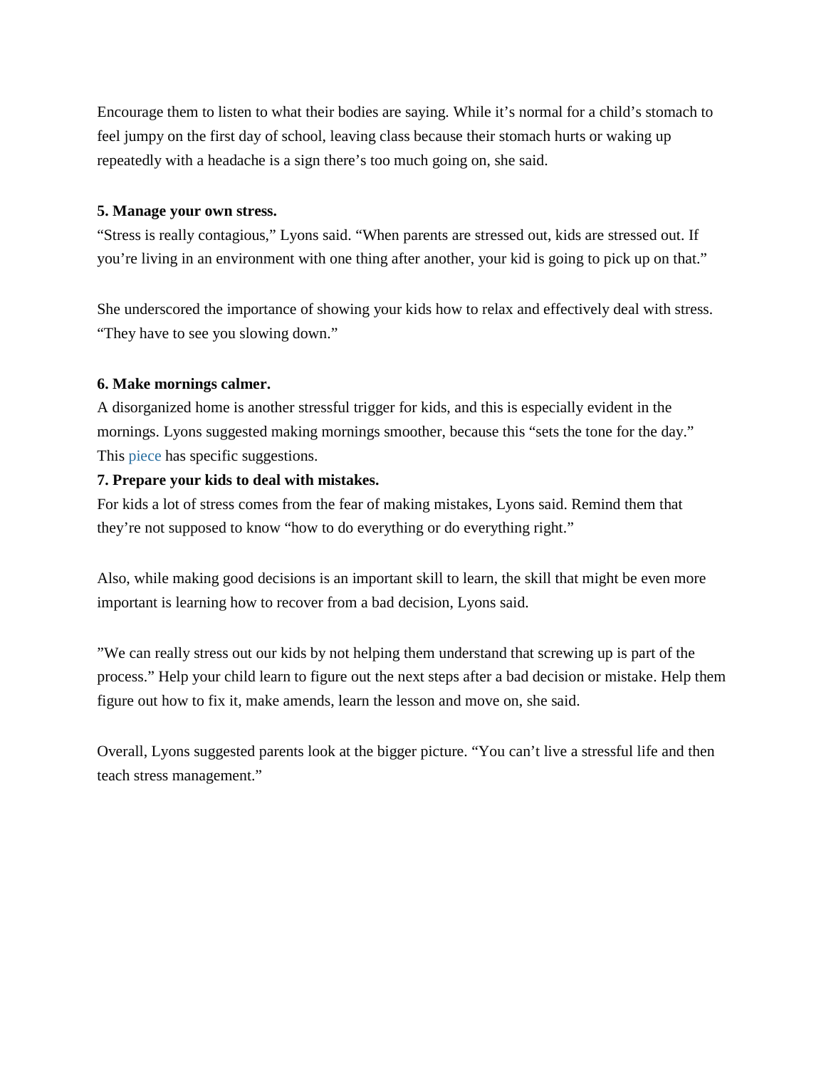Encourage them to listen to what their bodies are saying. While it's normal for a child's stomach to feel jumpy on the first day of school, leaving class because their stomach hurts or waking up repeatedly with a headache is a sign there's too much going on, she said.

**5. Manage your own stress.**

"Stress is really contagious," Lyons said. "When parents are stressed out, kids are stressed out. If you're living in an environment with one thing after another, your kid is going to pick up on that."

She underscored the importance of showing your kids how to relax and effectively deal with stress. "They have to see you slowing down."

**6. Make mornings calmer.**

A disorganized home is another stressful trigger for kids, and this is especially evident in the mornings. Lyons suggested making mornings smoother, because this "sets the tone for the day." This piece has specific suggestions.

**7. Prepare your kids to deal with mistakes.**

For kids a lot of stress comes from the fear of making mistakes, Lyons said. Remind them that they're not supposed to know "how to do everything or do everything right."

Also, while making good decisions is an important skill to learn, the skill that might be even more important is learning how to recover from a bad decision, Lyons said.

"We can really stress out our kids by not helping them understand that screwing up is part of the process." Help your child learn to figure out the next steps after a bad decision or mistake. Help them figure out how to fix it, make amends, learn the lesson and move on, she said.

Overall, Lyons suggested parents look at the bigger picture. "You can't live a stressful life and then teach stress management."